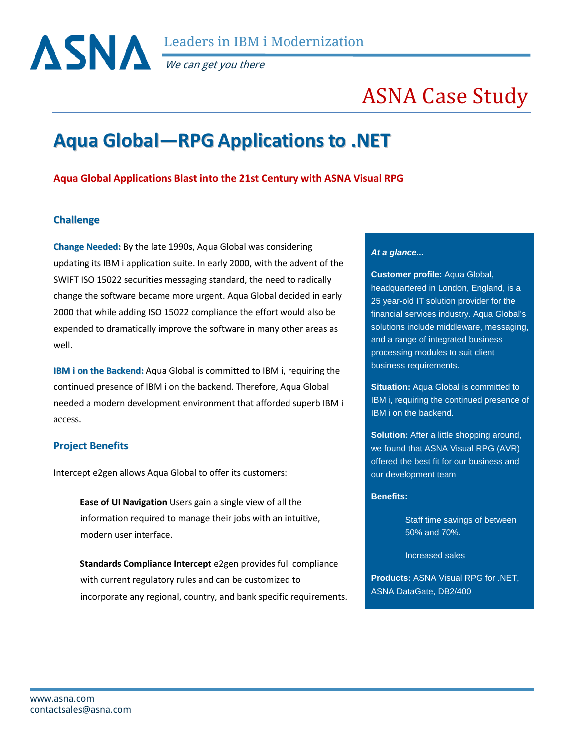ASNA

Leaders in IBM i Modernization

*We can get you there*

# ASNA Case Study

## Aqua Global—RPG Applications to .NET

**Aqua Global Applications Blast into the 21st Century with ASNA Visual RPG**

### Challenge

**Change Needed:** By the late 1990s, Aqua Global was considering updating its IBM i application suite. In early 2000, with the advent of the SWIFT ISO 15022 securities messaging standard, the need to radically change the software became more urgent. Aqua Global decided in early 2000 that while adding ISO 15022 compliance the effort would also be expended to dramatically improve the software in many other areas as well.

**IBM i on the Backend:** Aqua Global is committed to IBM i, requiring the continued presence of IBM i on the backend. Therefore, Aqua Global needed a modern development environment that afforded superb IBM i access.

### Project Benefits

Intercept e2gen allows Aqua Global to offer its customers:

> **Ease of UI Navigation** Users gain a single view of all the information required to manage their jobs with an intuitive, modern user interface.
>
> **Standards Compliance Intercept** e2gen provides full compliance with current regulatory rules and can be customized to incorporate any regional, country, and bank specific requirements.

***At a glance...***

**Customer profile:** Aqua Global, headquartered in London, England, is a 25 year-old IT solution provider for the financial services industry. Aqua Global's solutions include middleware, messaging, and a range of integrated business processing modules to suit client business requirements.

**Situation:** Aqua Global is committed to IBM i, requiring the continued presence of IBM i on the backend.

**Solution:** After a little shopping around, we found that ASNA Visual RPG (AVR) offered the best fit for our business and our development team

**Benefits:**

- Staff time savings of between 50% and 70%.
- Increased sales

**Products:** ASNA Visual RPG for .NET, ASNA DataGate, DB2/400

www.asna.com
contactsales@asna.com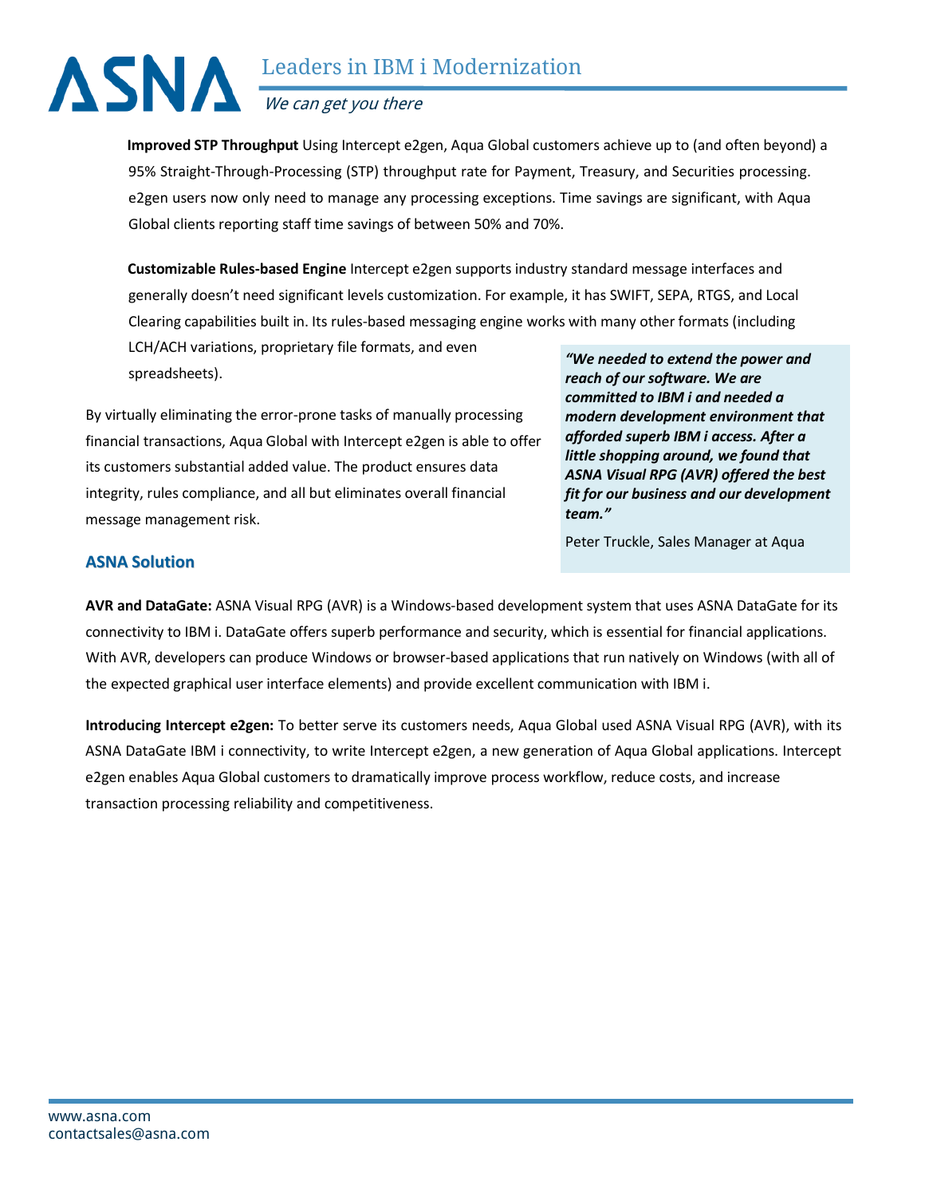**Improved STP Throughput** Using Intercept e2gen, Aqua Global customers achieve up to (and often beyond) a 95% Straight-Through-Processing (STP) throughput rate for Payment, Treasury, and Securities processing. e2gen users now only need to manage any processing exceptions. Time savings are significant, with Aqua Global clients reporting staff time savings of between 50% and 70%.

**Customizable Rules-based Engine** Intercept e2gen supports industry standard message interfaces and generally doesn't need significant levels customization. For example, it has SWIFT, SEPA, RTGS, and Local Clearing capabilities built in. Its rules-based messaging engine works with many other formats (including LCH/ACH variations, proprietary file formats, and even spreadsheets).

By virtually eliminating the error-prone tasks of manually processing financial transactions, Aqua Global with Intercept e2gen is able to offer its customers substantial added value. The product ensures data integrity, rules compliance, and all but eliminates overall financial message management risk.

> ***"We needed to extend the power and reach of our software. We are committed to IBM i and needed a modern development environment that afforded superb IBM i access. After a little shopping around, we found that ASNA Visual RPG (AVR) offered the best fit for our business and our development team."***
>
> Peter Truckle, Sales Manager at Aqua

## ASNA Solution

**AVR and DataGate:** ASNA Visual RPG (AVR) is a Windows-based development system that uses ASNA DataGate for its connectivity to IBM i. DataGate offers superb performance and security, which is essential for financial applications. With AVR, developers can produce Windows or browser-based applications that run natively on Windows (with all of the expected graphical user interface elements) and provide excellent communication with IBM i.

**Introducing Intercept e2gen:** To better serve its customers needs, Aqua Global used ASNA Visual RPG (AVR), with its ASNA DataGate IBM i connectivity, to write Intercept e2gen, a new generation of Aqua Global applications. Intercept e2gen enables Aqua Global customers to dramatically improve process workflow, reduce costs, and increase transaction processing reliability and competitiveness.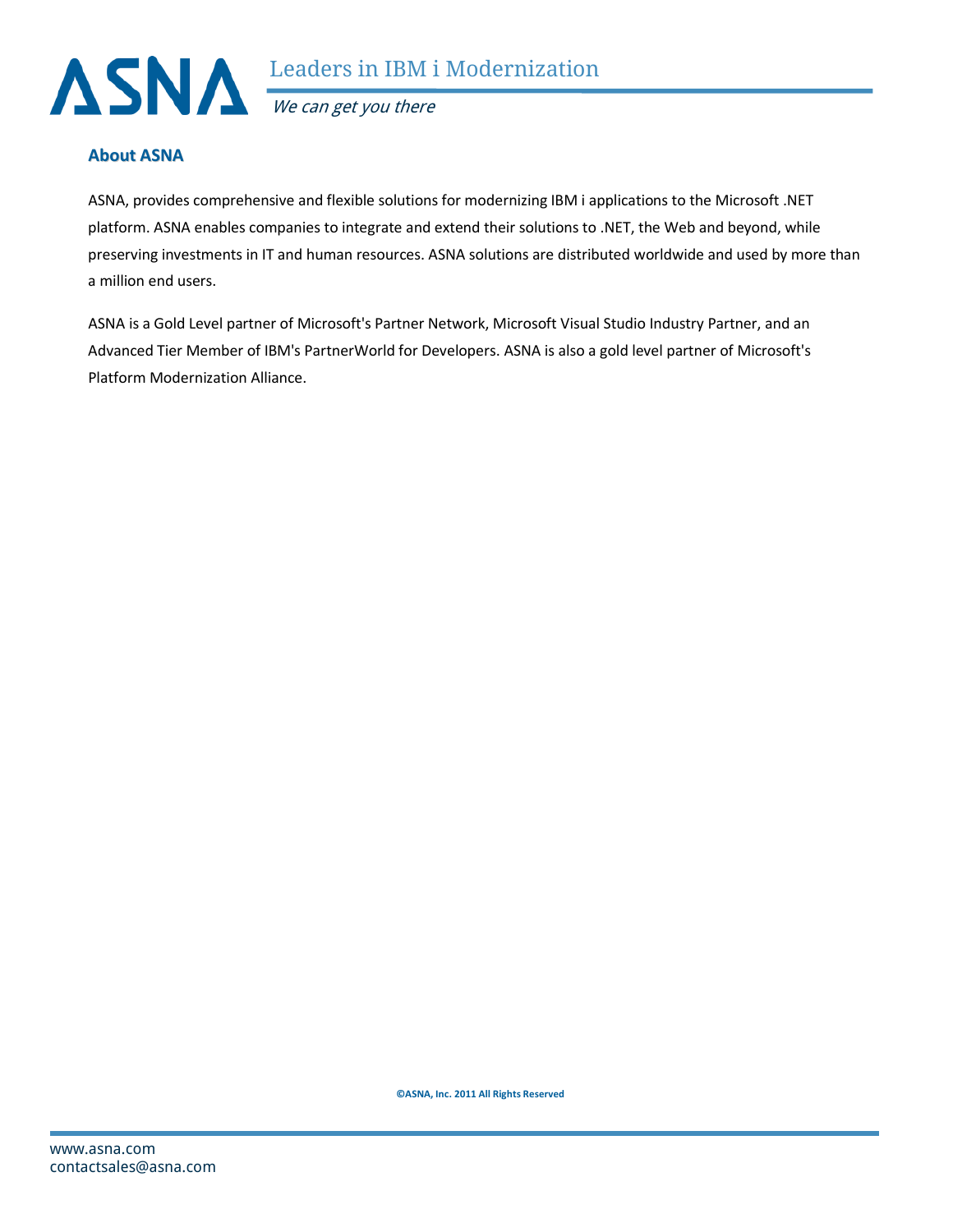## About ASNA

ASNA, provides comprehensive and flexible solutions for modernizing IBM i applications to the Microsoft .NET platform. ASNA enables companies to integrate and extend their solutions to .NET, the Web and beyond, while preserving investments in IT and human resources. ASNA solutions are distributed worldwide and used by more than a million end users.

ASNA is a Gold Level partner of Microsoft's Partner Network, Microsoft Visual Studio Industry Partner, and an Advanced Tier Member of IBM's PartnerWorld for Developers. ASNA is also a gold level partner of Microsoft's Platform Modernization Alliance.

**©ASNA, Inc. 2011 All Rights Reserved**